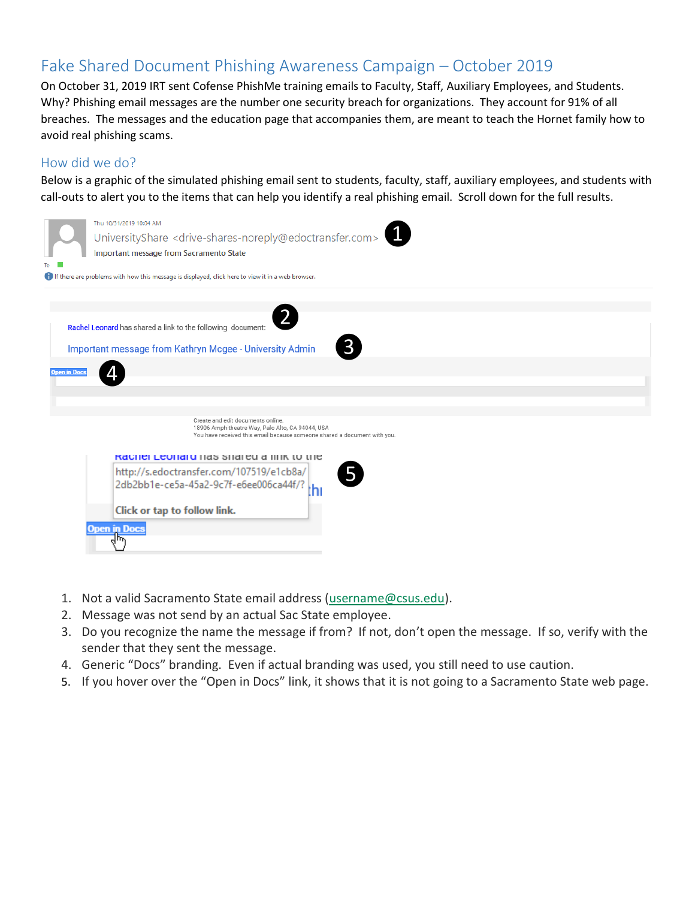# Fake Shared Document Phishing Awareness Campaign – October 2019

On October 31, 2019 IRT sent Cofense PhishMe training emails to Faculty, Staff, Auxiliary Employees, and Students. Why? Phishing email messages are the number one security breach for organizations. They account for 91% of all breaches. The messages and the education page that accompanies them, are meant to teach the Hornet family how to avoid real phishing scams.

## How did we do?

Below is a graphic of the simulated phishing email sent to students, faculty, staff, auxiliary employees, and students with call-outs to alert you to the items that can help you identify a real phishing email. Scroll down for the full results.

Thu 10/31/2019 10:04 AM

UniversityShare <drive-shares-noreply@edoctransfer.com> ❶

Important message from Sacramento State

If there are problems with how this message is displayed, click here to view it in a web browser.

Rachel Leonard has shared a link to the following document: ❷

Important message from Kathryn Mcgee - University Admin ❸

Open in Docs ❹

Create and edit documents online.
18906 Amphitheatre Way, Palo Alto, CA 94044, USA
You have received this email because someone shared a document with you.

http://s.edoctransfer.com/107519/e1cb8a/2db2bb1e-ce5a-45a2-9c7f-e6ee006ca44f/?
Click or tap to follow link. ❺

Open in Docs

1. Not a valid Sacramento State email address (username@csus.edu).
2. Message was not send by an actual Sac State employee.
3. Do you recognize the name the message if from? If not, don't open the message. If so, verify with the sender that they sent the message.
4. Generic "Docs" branding. Even if actual branding was used, you still need to use caution.
5. If you hover over the "Open in Docs" link, it shows that it is not going to a Sacramento State web page.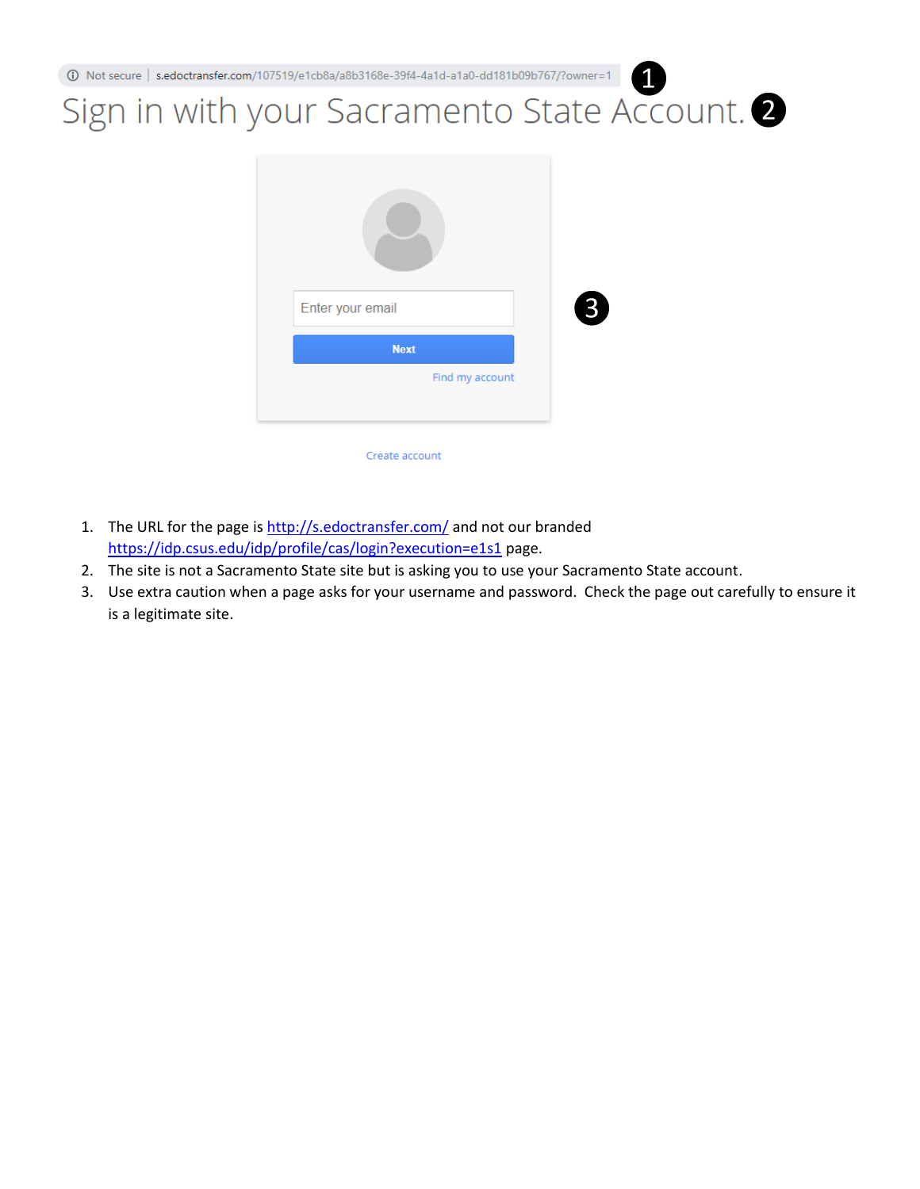ⓘ Not secure | s.edoctransfer.com/107519/e1cb8a/a8b3168e-39f4-4a1d-a1a0-dd181b09b767/?owner=1 ❶

Sign in with your Sacramento State Account. ❷

Enter your email

Next

Find my account ❸

Create account

1. The URL for the page is http://s.edoctransfer.com/ and not our branded https://idp.csus.edu/idp/profile/cas/login?execution=e1s1 page.
2. The site is not a Sacramento State site but is asking you to use your Sacramento State account.
3. Use extra caution when a page asks for your username and password. Check the page out carefully to ensure it is a legitimate site.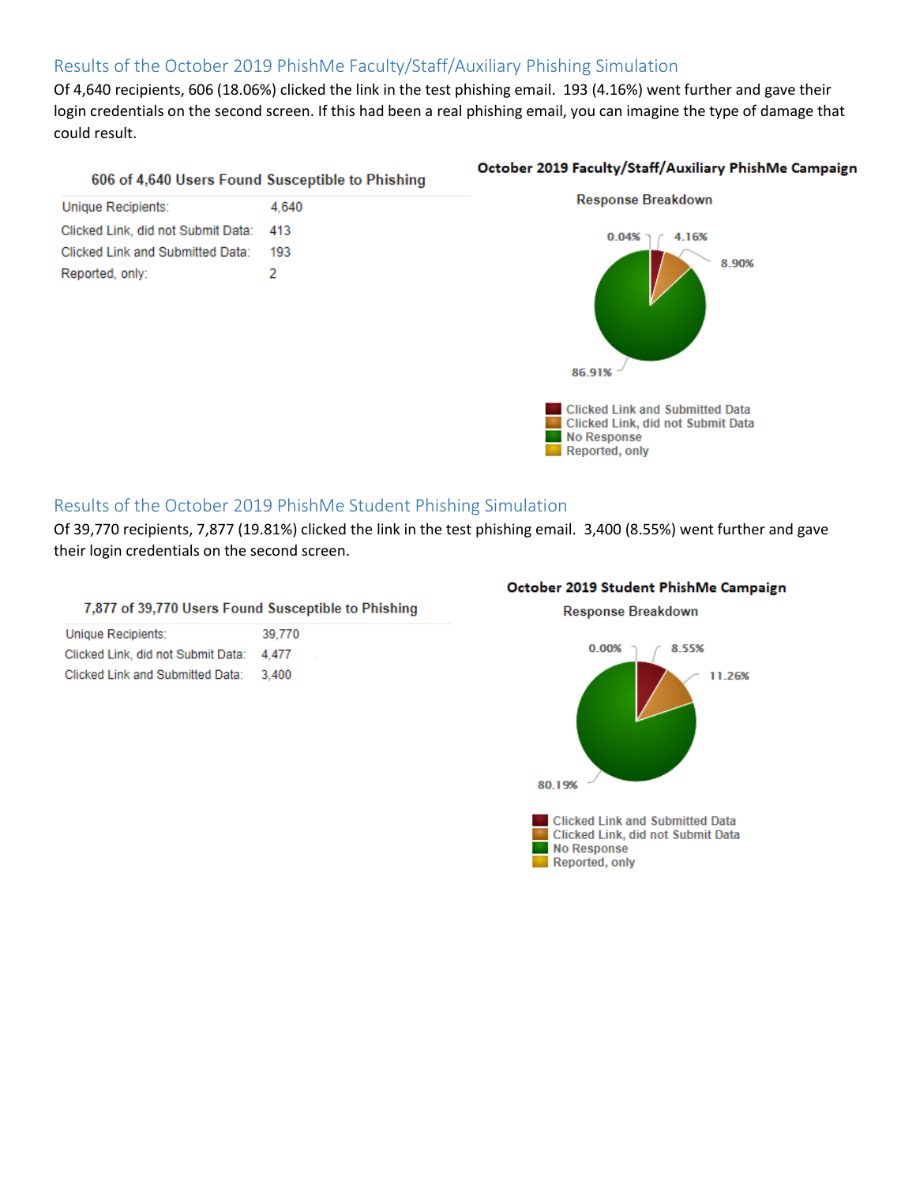## Results of the October 2019 PhishMe Faculty/Staff/Auxiliary Phishing Simulation

Of 4,640 recipients, 606 (18.06%) clicked the link in the test phishing email. 193 (4.16%) went further and gave their login credentials on the second screen. If this had been a real phishing email, you can imagine the type of damage that could result.

**606 of 4,640 Users Found Susceptible to Phishing**

| | |
|---|---|
| Unique Recipients: | 4,640 |
| Clicked Link, did not Submit Data: | 413 |
| Clicked Link and Submitted Data: | 193 |
| Reported, only: | 2 |

**October 2019 Faculty/Staff/Auxiliary PhishMe Campaign**

**Response Breakdown**

| Response | Percentage |
|---|---|
| Clicked Link and Submitted Data | 4.16% |
| Clicked Link, did not Submit Data | 8.90% |
| No Response | 86.91% |
| Reported, only | 0.04% |

## Results of the October 2019 PhishMe Student Phishing Simulation

Of 39,770 recipients, 7,877 (19.81%) clicked the link in the test phishing email. 3,400 (8.55%) went further and gave their login credentials on the second screen.

**7,877 of 39,770 Users Found Susceptible to Phishing**

| | |
|---|---|
| Unique Recipients: | 39,770 |
| Clicked Link, did not Submit Data: | 4,477 |
| Clicked Link and Submitted Data: | 3,400 |

**October 2019 Student PhishMe Campaign**

**Response Breakdown**

| Response | Percentage |
|---|---|
| Clicked Link and Submitted Data | 8.55% |
| Clicked Link, did not Submit Data | 11.26% |
| No Response | 80.19% |
| Reported, only | 0.00% |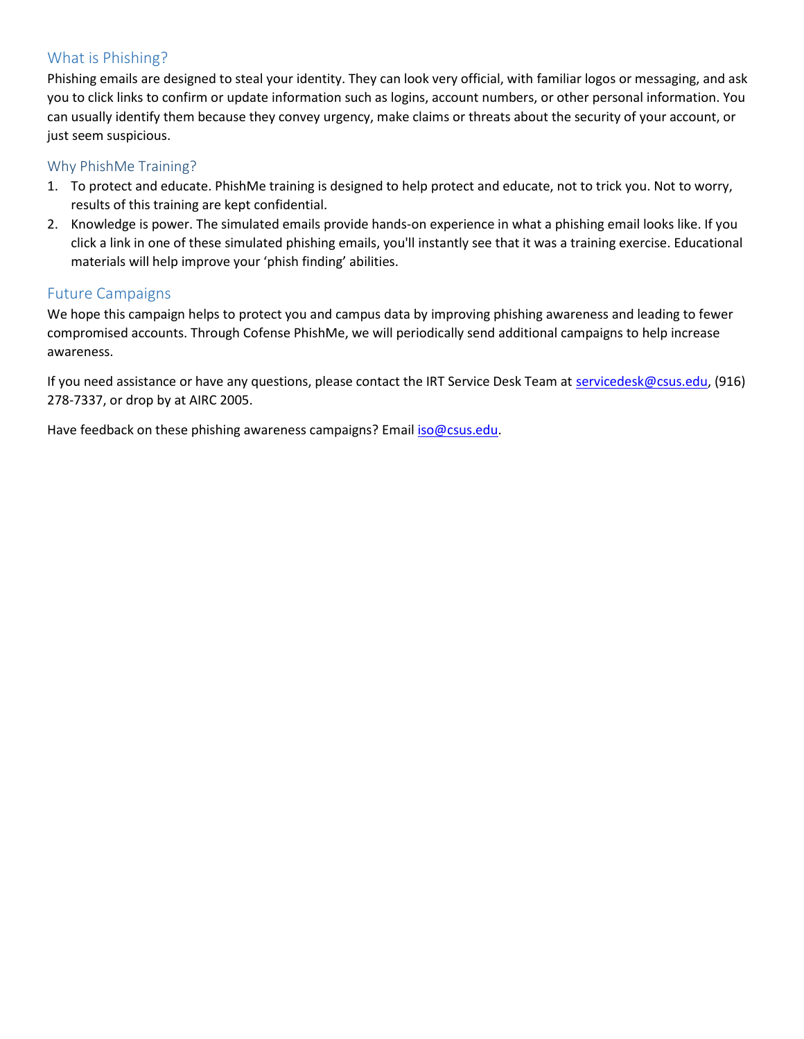## What is Phishing?

Phishing emails are designed to steal your identity. They can look very official, with familiar logos or messaging, and ask you to click links to confirm or update information such as logins, account numbers, or other personal information. You can usually identify them because they convey urgency, make claims or threats about the security of your account, or just seem suspicious.

## Why PhishMe Training?

1. To protect and educate. PhishMe training is designed to help protect and educate, not to trick you. Not to worry, results of this training are kept confidential.
2. Knowledge is power. The simulated emails provide hands-on experience in what a phishing email looks like. If you click a link in one of these simulated phishing emails, you'll instantly see that it was a training exercise. Educational materials will help improve your 'phish finding' abilities.

## Future Campaigns

We hope this campaign helps to protect you and campus data by improving phishing awareness and leading to fewer compromised accounts. Through Cofense PhishMe, we will periodically send additional campaigns to help increase awareness.

If you need assistance or have any questions, please contact the IRT Service Desk Team at servicedesk@csus.edu, (916) 278-7337, or drop by at AIRC 2005.

Have feedback on these phishing awareness campaigns? Email iso@csus.edu.